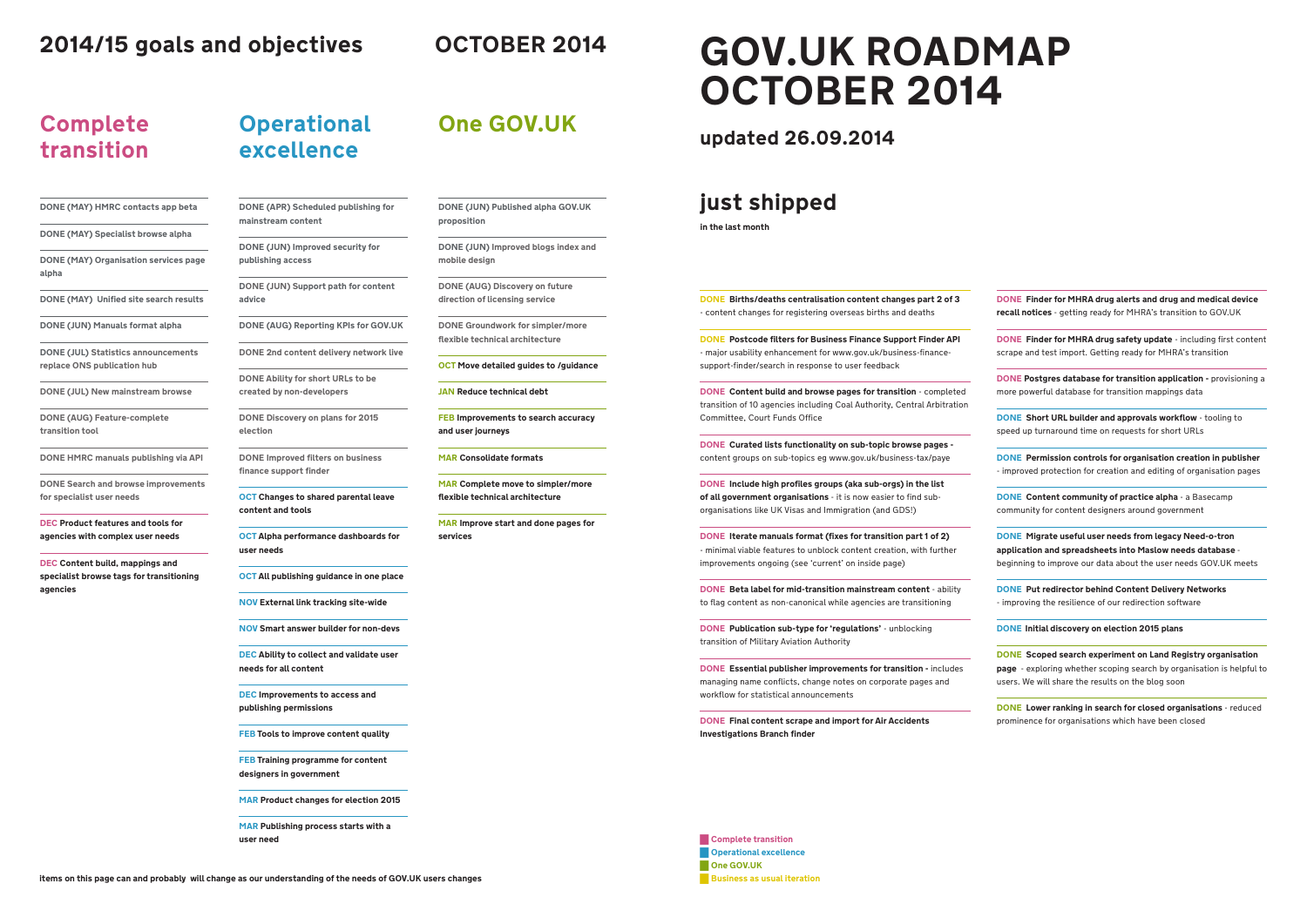## 2014/15 goals and objectives

## OCTOBER 2014

### Complete transition

- DONE (MAY) HMRC contacts app beta
- DONE (MAY) Specialist browse alpha
- DONE (MAY) Organisation services page alpha
- DONE (MAY) Unified site search results
- DONE (JUN) Manuals format alpha
- DONE (JUL) Statistics announcements replace ONS publication hub
- DONE (JUL) New mainstream browse
- DONE (AUG) Feature-complete transition tool
- DONE HMRC manuals publishing via API
- DONE Search and browse improvements for specialist user needs
- DEC **Product features and tools for agencies with complex user needs**
- DEC **Content build, mappings and specialist browse tags for transitioning agencies**

### Operational excellence

- DONE (APR) Scheduled publishing for mainstream content
- DONE (JUN) Improved security for publishing access
- DONE (JUN) Support path for content advice
- DONE (AUG) Reporting KPIs for GOV.UK
- DONE 2nd content delivery network live
- DONE Ability for short URLs to be created by non-developers
- DONE Discovery on plans for 2015 election
- DONE Improved filters on business finance support finder
- OCT **Changes to shared parental leave content and tools**
- OCT **Alpha performance dashboards for user needs**
- OCT **All publishing guidance in one place**
- NOV **External link tracking site-wide**
- NOV **Smart answer builder for non-devs**
- DEC **Ability to collect and validate user needs for all content**
- DEC **Improvements to access and publishing permissions**
- FEB **Tools to improve content quality**
- FEB **Training programme for content designers in government**
- MAR **Product changes for election 2015**
- MAR **Publishing process starts with a user need**

### One GOV.UK

- DONE (JUN) Published alpha GOV.UK proposition
- DONE (JUN) Improved blogs index and mobile design
- DONE (AUG) Discovery on future direction of licensing service
- DONE Groundwork for simpler/more flexible technical architecture
- OCT **Move detailed guides to /guidance**
- JAN **Reduce technical debt**
- FEB **Improvements to search accuracy and user journeys**
- MAR **Consolidate formats**
- MAR **Complete move to simpler/more flexible technical architecture**
- MAR **Improve start and done pages for services**

items on this page can and probably will change as our understanding of the needs of GOV.UK users changes

# GOV.UK ROADMAP OCTOBER 2014

## updated 26.09.2014

## just shipped

in the last month

- DONE **Births/deaths centralisation content changes part 2 of 3** - content changes for registering overseas births and deaths
- DONE **Postcode filters for Business Finance Support Finder API** - major usability enhancement for www.gov.uk/business-finance-support-finder/search in response to user feedback
- DONE **Content build and browse pages for transition** - completed transition of 10 agencies including Coal Authority, Central Arbitration Committee, Court Funds Office
- DONE **Curated lists functionality on sub-topic browse pages** - content groups on sub-topics eg www.gov.uk/business-tax/paye
- DONE **Include high profiles groups (aka sub-orgs) in the list of all government organisations** - it is now easier to find sub-organisations like UK Visas and Immigration (and GDS!)
- DONE **Iterate manuals format (fixes for transition part 1 of 2)** - minimal viable features to unblock content creation, with further improvements ongoing (see 'current' on inside page)
- DONE **Beta label for mid-transition mainstream content** - ability to flag content as non-canonical while agencies are transitioning
- DONE **Publication sub-type for 'regulations'** - unblocking transition of Military Aviation Authority
- DONE **Essential publisher improvements for transition** - includes managing name conflicts, change notes on corporate pages and workflow for statistical announcements
- DONE **Final content scrape and import for Air Accidents Investigations Branch finder**
- DONE **Finder for MHRA drug alerts and drug and medical device recall notices** - getting ready for MHRA's transition to GOV.UK
- DONE **Finder for MHRA drug safety update** - including first content scrape and test import. Getting ready for MHRA's transition
- DONE **Postgres database for transition application** - provisioning a more powerful database for transition mappings data
- DONE **Short URL builder and approvals workflow** - tooling to speed up turnaround time on requests for short URLs
- DONE **Permission controls for organisation creation in publisher** - improved protection for creation and editing of organisation pages
- DONE **Content community of practice alpha** - a Basecamp community for content designers around government
- DONE **Migrate useful user needs from legacy Need-o-tron application and spreadsheets into Maslow needs database** - beginning to improve our data about the user needs GOV.UK meets
- DONE **Put redirector behind Content Delivery Networks** - improving the resilience of our redirection software
- DONE **Initial discovery on election 2015 plans**
- DONE **Scoped search experiment on Land Registry organisation page** - exploring whether scoping search by organisation is helpful to users. We will share the results on the blog soon
- DONE **Lower ranking in search for closed organisations** - reduced prominence for organisations which have been closed

Key:
- Complete transition
- Operational excellence
- One GOV.UK
- Business as usual iteration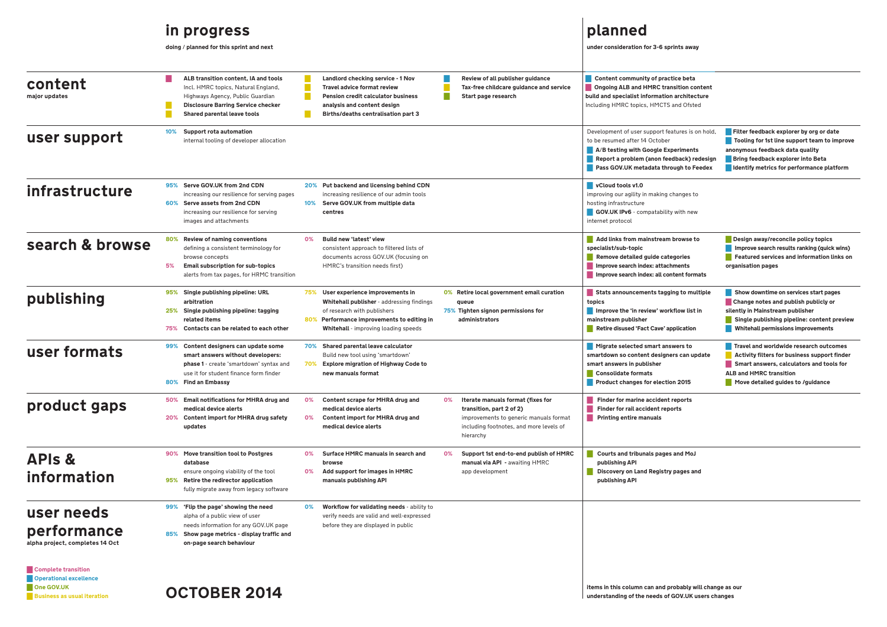# in progress

doing / planned for this sprint and next

# planned

under consideration for 3-6 sprints away

## content

major updates

**In progress:**

- **ALB transition content, IA and tools** Incl. HMRC topics, Natural England, Highways Agency, Public Guardian
- **Disclosure Barring Service checker**
- **Shared parental leave tools**
- **Landlord checking service - 1 Nov**
- **Travel advice format review**
- **Pension credit calculator business analysis and content design**
- **Births/deaths centralisation part 3**
- **Review of all publisher guidance**
- **Tax-free childcare guidance and service**
- **Start page research**

**Planned:**

- **Content community of practice beta**
- **Ongoing ALB and HMRC transition content build and specialist information architecture** Including HMRC topics, HMCTS and Ofsted

## user support

**In progress:**

- 10% **Support rota automation** internal tooling of developer allocation

**Planned:**

Development of user support features is on hold, to be resumed after 14 October

- **A/B testing with Google Experiments**
- **Report a problem (anon feedback) redesign**
- **Pass GOV.UK metadata through to Feedex**
- **Filter feedback explorer by org or date**
- **Tooling for 1st line support team to improve anonymous feedback data quality**
- **Bring feedback explorer into Beta**
- **Identify metrics for performance platform**

## infrastructure

**In progress:**

- 95% **Serve GOV.UK from 2nd CDN** increasing our resilience for serving pages
- 60% **Serve assets from 2nd CDN** increasing our resilience for serving images and attachments
- 20% **Put backend and licensing behind CDN** increasing resilience of our admin tools
- 10% **Serve GOV.UK from multiple data centres**

**Planned:**

- **vCloud tools v1.0** improving our agility in making changes to hosting infrastructure
- **GOV.UK IPv6** - compatability with new internet protocol

## search & browse

**In progress:**

- 80% **Review of naming conventions** defining a consistent terminology for browse concepts
- 5% **Email subscription for sub-topics** alerts from tax pages, for HRMC transition
- 0% **Build new 'latest' view** consistent approach to filtered lists of documents across GOV.UK (focusing on HMRC's transition needs first)

**Planned:**

- **Add links from mainstream browse to specialist/sub-topic**
- **Remove detailed guide categories**
- **Improve search index: attachments**
- **Improve search index: all content formats**
- **Design away/reconcile policy topics**
- **Improve search results ranking (quick wins)**
- **Featured services and information links on organisation pages**

## publishing

**In progress:**

- 95% **Single publishing pipeline: URL arbitration**
- 25% **Single publishing pipeline: tagging related items**
- 75% **Contacts can be related to each other**
- 75% **User experience improvements in Whitehall publisher** - addressing findings of research with publishers
- 80% **Performance improvements to editing in Whitehall** - improving loading speeds
- 0% **Retire local government email curation queue**
- 75% **Tighten signon permissions for administrators**

**Planned:**

- **Stats announcements tagging to multiple topics**
- **Improve the 'in review' workflow list in mainstream publisher**
- **Retire disused 'Fact Cave' application**
- **Show downtime on services start pages**
- **Change notes and publish publicly or silently in Mainstream publisher**
- **Single publishing pipeline: content preview**
- **Whitehall permissions improvements**

## user formats

**In progress:**

- 99% **Content designers can update some smart answers without developers: phase 1** - create 'smartdown' syntax and use it for student finance form finder
- 80% **Find an Embassy**
- 70% **Shared parental leave calculator** Build new tool using 'smartdown'
- 70% **Explore migration of Highway Code to new manuals format**

**Planned:**

- **Migrate selected smart answers to smartdown so content designers can update smart answers in publisher**
- **Consolidate formats**
- **Product changes for election 2015**
- **Travel and worldwide research outcomes**
- **Activity filters for business support finder**
- **Smart answers, calculators and tools for ALB and HMRC transition**
- **Move detailed guides to /guidance**

## product gaps

**In progress:**

- 50% **Email notifications for MHRA drug and medical device alerts**
- 20% **Content import for MHRA drug safety updates**
- 0% **Content scrape for MHRA drug and medical device alerts**
- 0% **Content import for MHRA drug and medical device alerts**
- 0% **Iterate manuals format (fixes for transition, part 2 of 2)** improvements to generic manuals format including footnotes, and more levels of hierarchy

**Planned:**

- **Finder for marine accident reports**
- **Finder for rail accident reports**
- **Printing entire manuals**

## APIs & information

**In progress:**

- 90% **Move transition tool to Postgres database** ensure ongoing viability of the tool
- 95% **Retire the redirector application** fully migrate away from legacy software
- 0% **Surface HMRC manuals in search and browse**
- 0% **Add support for images in HMRC manuals publishing API**
- 0% **Support 1st end-to-end publish of HMRC manual via API** - awaiting HMRC app development

**Planned:**

- **Courts and tribunals pages and MoJ publishing API**
- **Discovery on Land Registry pages and publishing API**

## user needs performance

alpha project, completes 14 Oct

**In progress:**

- 99% **'Flip the page' showing the need** alpha of a public view of user needs information for any GOV.UK page
- 85% **Show page metrics - display traffic and on-page search behaviour**
- 0% **Workflow for validating needs** - ability to verify needs are valid and well-expressed before they are displayed in public

---

Key:

- Complete transition
- Operational excellence
- One GOV.UK
- Business as usual iteration

# OCTOBER 2014

items in this column can and probably will change as our understanding of the needs of GOV.UK users changes